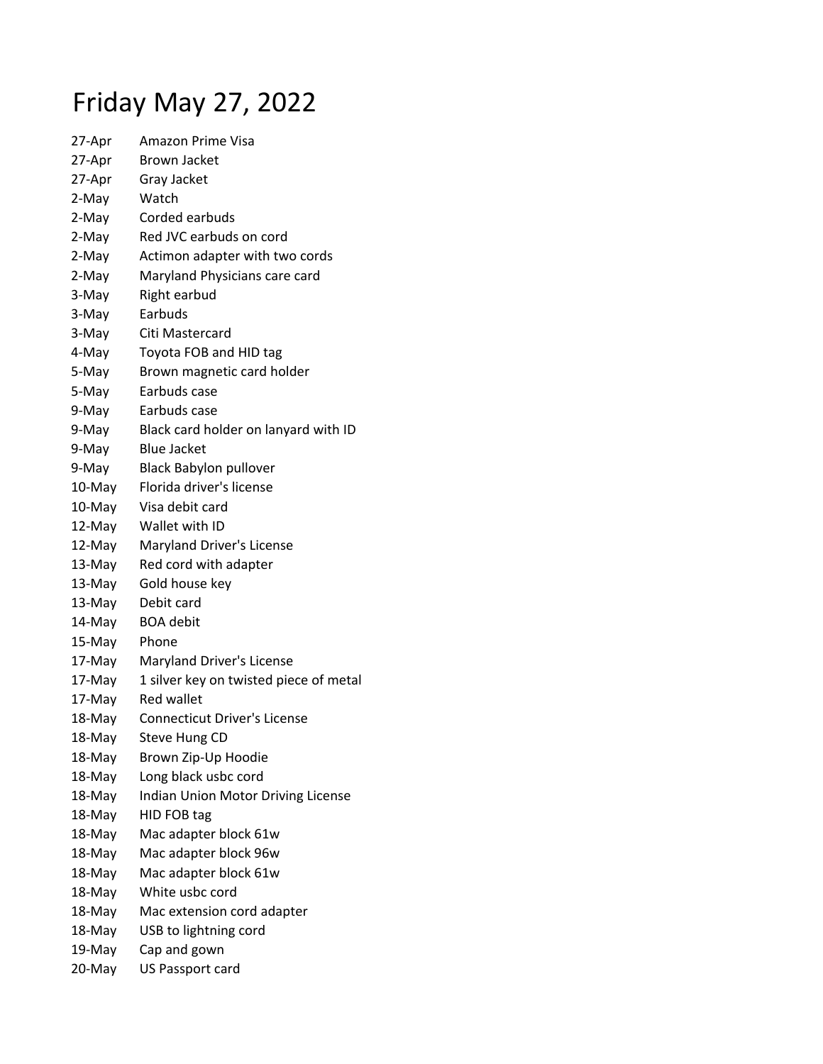# Friday May 27, 2022

| | |
|---|---|
| 27-Apr | Amazon Prime Visa |
| 27-Apr | Brown Jacket |
| 27-Apr | Gray Jacket |
| 2-May | Watch |
| 2-May | Corded earbuds |
| 2-May | Red JVC earbuds on cord |
| 2-May | Actimon adapter with two cords |
| 2-May | Maryland Physicians care card |
| 3-May | Right earbud |
| 3-May | Earbuds |
| 3-May | Citi Mastercard |
| 4-May | Toyota FOB and HID tag |
| 5-May | Brown magnetic card holder |
| 5-May | Earbuds case |
| 9-May | Earbuds case |
| 9-May | Black card holder on lanyard with ID |
| 9-May | Blue Jacket |
| 9-May | Black Babylon pullover |
| 10-May | Florida driver's license |
| 10-May | Visa debit card |
| 12-May | Wallet with ID |
| 12-May | Maryland Driver's License |
| 13-May | Red cord with adapter |
| 13-May | Gold house key |
| 13-May | Debit card |
| 14-May | BOA debit |
| 15-May | Phone |
| 17-May | Maryland Driver's License |
| 17-May | 1 silver key on twisted piece of metal |
| 17-May | Red wallet |
| 18-May | Connecticut Driver's License |
| 18-May | Steve Hung CD |
| 18-May | Brown Zip-Up Hoodie |
| 18-May | Long black usbc cord |
| 18-May | Indian Union Motor Driving License |
| 18-May | HID FOB tag |
| 18-May | Mac adapter block 61w |
| 18-May | Mac adapter block 96w |
| 18-May | Mac adapter block 61w |
| 18-May | White usbc cord |
| 18-May | Mac extension cord adapter |
| 18-May | USB to lightning cord |
| 19-May | Cap and gown |
| 20-May | US Passport card |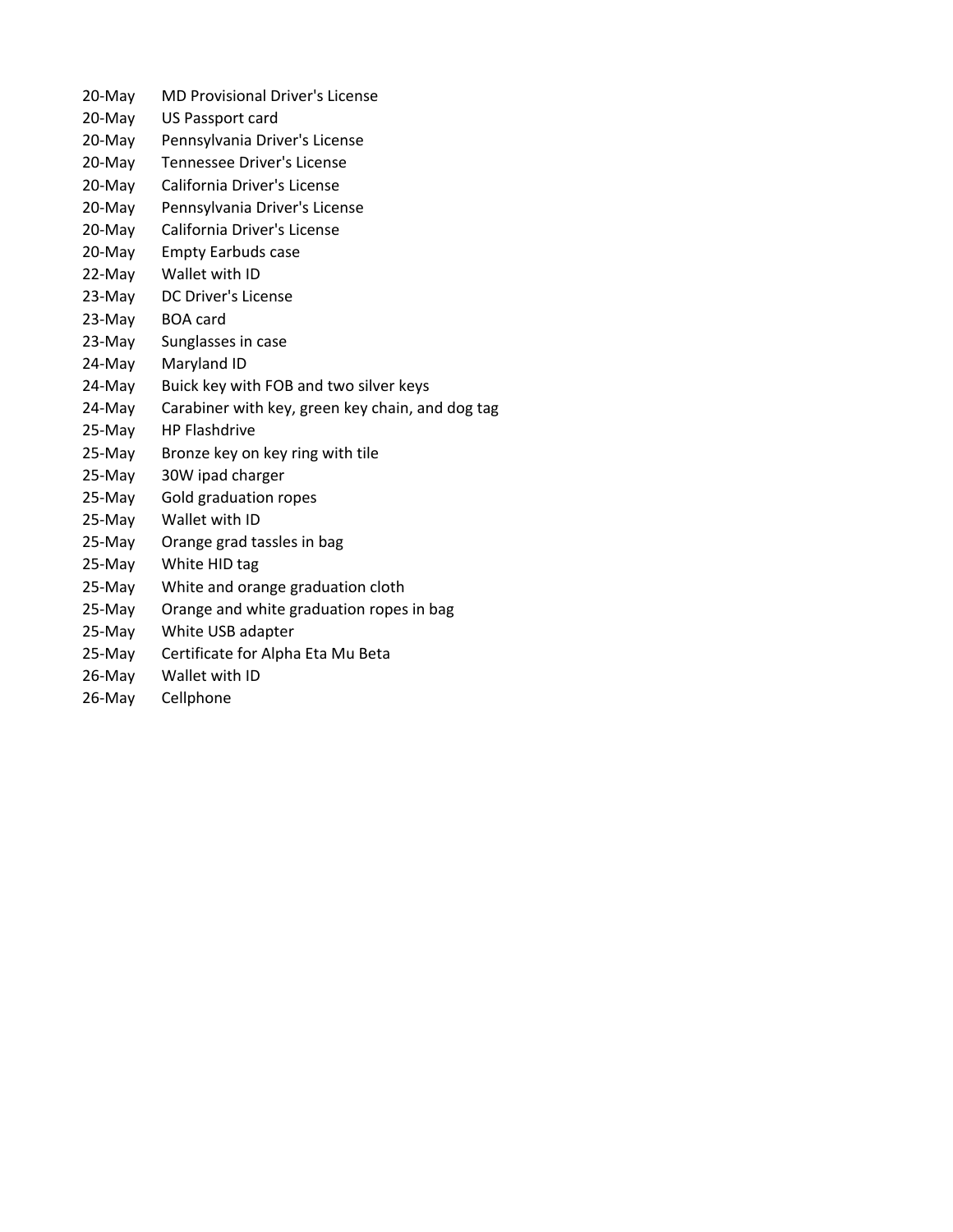| | |
|---|---|
| 20-May | MD Provisional Driver's License |
| 20-May | US Passport card |
| 20-May | Pennsylvania Driver's License |
| 20-May | Tennessee Driver's License |
| 20-May | California Driver's License |
| 20-May | Pennsylvania Driver's License |
| 20-May | California Driver's License |
| 20-May | Empty Earbuds case |
| 22-May | Wallet with ID |
| 23-May | DC Driver's License |
| 23-May | BOA card |
| 23-May | Sunglasses in case |
| 24-May | Maryland ID |
| 24-May | Buick key with FOB and two silver keys |
| 24-May | Carabiner with key, green key chain, and dog tag |
| 25-May | HP Flashdrive |
| 25-May | Bronze key on key ring with tile |
| 25-May | 30W ipad charger |
| 25-May | Gold graduation ropes |
| 25-May | Wallet with ID |
| 25-May | Orange grad tassles in bag |
| 25-May | White HID tag |
| 25-May | White and orange graduation cloth |
| 25-May | Orange and white graduation ropes in bag |
| 25-May | White USB adapter |
| 25-May | Certificate for Alpha Eta Mu Beta |
| 26-May | Wallet with ID |
| 26-May | Cellphone |